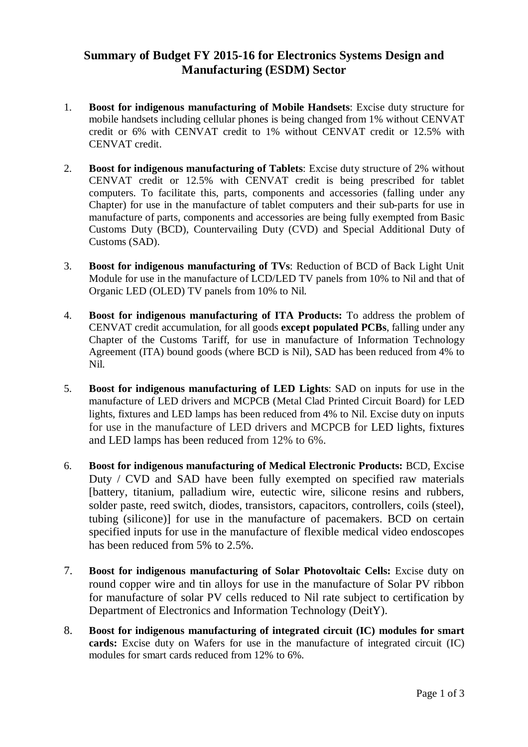# Summary of Budget FY 2015-16 for Electronics Systems Design and Manufacturing (ESDM) Sector

1. **Boost for indigenous manufacturing of Mobile Handsets**: Excise duty structure for mobile handsets including cellular phones is being changed from 1% without CENVAT credit or 6% with CENVAT credit to 1% without CENVAT credit or 12.5% with CENVAT credit.

2. **Boost for indigenous manufacturing of Tablets**: Excise duty structure of 2% without CENVAT credit or 12.5% with CENVAT credit is being prescribed for tablet computers. To facilitate this, parts, components and accessories (falling under any Chapter) for use in the manufacture of tablet computers and their sub-parts for use in manufacture of parts, components and accessories are being fully exempted from Basic Customs Duty (BCD), Countervailing Duty (CVD) and Special Additional Duty of Customs (SAD).

3. **Boost for indigenous manufacturing of TVs**: Reduction of BCD of Back Light Unit Module for use in the manufacture of LCD/LED TV panels from 10% to Nil and that of Organic LED (OLED) TV panels from 10% to Nil.

4. **Boost for indigenous manufacturing of ITA Products:** To address the problem of CENVAT credit accumulation, for all goods **except populated PCBs**, falling under any Chapter of the Customs Tariff, for use in manufacture of Information Technology Agreement (ITA) bound goods (where BCD is Nil), SAD has been reduced from 4% to Nil.

5. **Boost for indigenous manufacturing of LED Lights**: SAD on inputs for use in the manufacture of LED drivers and MCPCB (Metal Clad Printed Circuit Board) for LED lights, fixtures and LED lamps has been reduced from 4% to Nil. Excise duty on inputs for use in the manufacture of LED drivers and MCPCB for LED lights, fixtures and LED lamps has been reduced from 12% to 6%.

6. **Boost for indigenous manufacturing of Medical Electronic Products:** BCD, Excise Duty / CVD and SAD have been fully exempted on specified raw materials [battery, titanium, palladium wire, eutectic wire, silicone resins and rubbers, solder paste, reed switch, diodes, transistors, capacitors, controllers, coils (steel), tubing (silicone)] for use in the manufacture of pacemakers. BCD on certain specified inputs for use in the manufacture of flexible medical video endoscopes has been reduced from 5% to 2.5%.

7. **Boost for indigenous manufacturing of Solar Photovoltaic Cells:** Excise duty on round copper wire and tin alloys for use in the manufacture of Solar PV ribbon for manufacture of solar PV cells reduced to Nil rate subject to certification by Department of Electronics and Information Technology (DeitY).

8. **Boost for indigenous manufacturing of integrated circuit (IC) modules for smart cards:** Excise duty on Wafers for use in the manufacture of integrated circuit (IC) modules for smart cards reduced from 12% to 6%.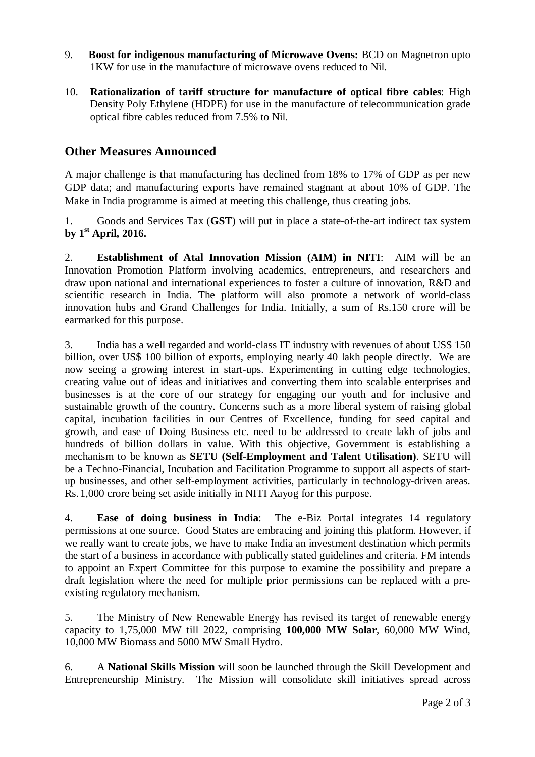9. **Boost for indigenous manufacturing of Microwave Ovens:** BCD on Magnetron upto 1KW for use in the manufacture of microwave ovens reduced to Nil.

10. **Rationalization of tariff structure for manufacture of optical fibre cables**: High Density Poly Ethylene (HDPE) for use in the manufacture of telecommunication grade optical fibre cables reduced from 7.5% to Nil.

## Other Measures Announced

A major challenge is that manufacturing has declined from 18% to 17% of GDP as per new GDP data; and manufacturing exports have remained stagnant at about 10% of GDP. The Make in India programme is aimed at meeting this challenge, thus creating jobs.

1. Goods and Services Tax (**GST**) will put in place a state-of-the-art indirect tax system **by 1st April, 2016.**

2. **Establishment of Atal Innovation Mission (AIM) in NITI**: AIM will be an Innovation Promotion Platform involving academics, entrepreneurs, and researchers and draw upon national and international experiences to foster a culture of innovation, R&D and scientific research in India. The platform will also promote a network of world-class innovation hubs and Grand Challenges for India. Initially, a sum of Rs.150 crore will be earmarked for this purpose.

3. India has a well regarded and world-class IT industry with revenues of about US$ 150 billion, over US$ 100 billion of exports, employing nearly 40 lakh people directly. We are now seeing a growing interest in start-ups. Experimenting in cutting edge technologies, creating value out of ideas and initiatives and converting them into scalable enterprises and businesses is at the core of our strategy for engaging our youth and for inclusive and sustainable growth of the country. Concerns such as a more liberal system of raising global capital, incubation facilities in our Centres of Excellence, funding for seed capital and growth, and ease of Doing Business etc. need to be addressed to create lakh of jobs and hundreds of billion dollars in value. With this objective, Government is establishing a mechanism to be known as **SETU (Self-Employment and Talent Utilisation)**. SETU will be a Techno-Financial, Incubation and Facilitation Programme to support all aspects of start-up businesses, and other self-employment activities, particularly in technology-driven areas. Rs. 1,000 crore being set aside initially in NITI Aayog for this purpose.

4. **Ease of doing business in India**: The e-Biz Portal integrates 14 regulatory permissions at one source. Good States are embracing and joining this platform. However, if we really want to create jobs, we have to make India an investment destination which permits the start of a business in accordance with publically stated guidelines and criteria. FM intends to appoint an Expert Committee for this purpose to examine the possibility and prepare a draft legislation where the need for multiple prior permissions can be replaced with a pre-existing regulatory mechanism.

5. The Ministry of New Renewable Energy has revised its target of renewable energy capacity to 1,75,000 MW till 2022, comprising **100,000 MW Solar**, 60,000 MW Wind, 10,000 MW Biomass and 5000 MW Small Hydro.

6. A **National Skills Mission** will soon be launched through the Skill Development and Entrepreneurship Ministry. The Mission will consolidate skill initiatives spread across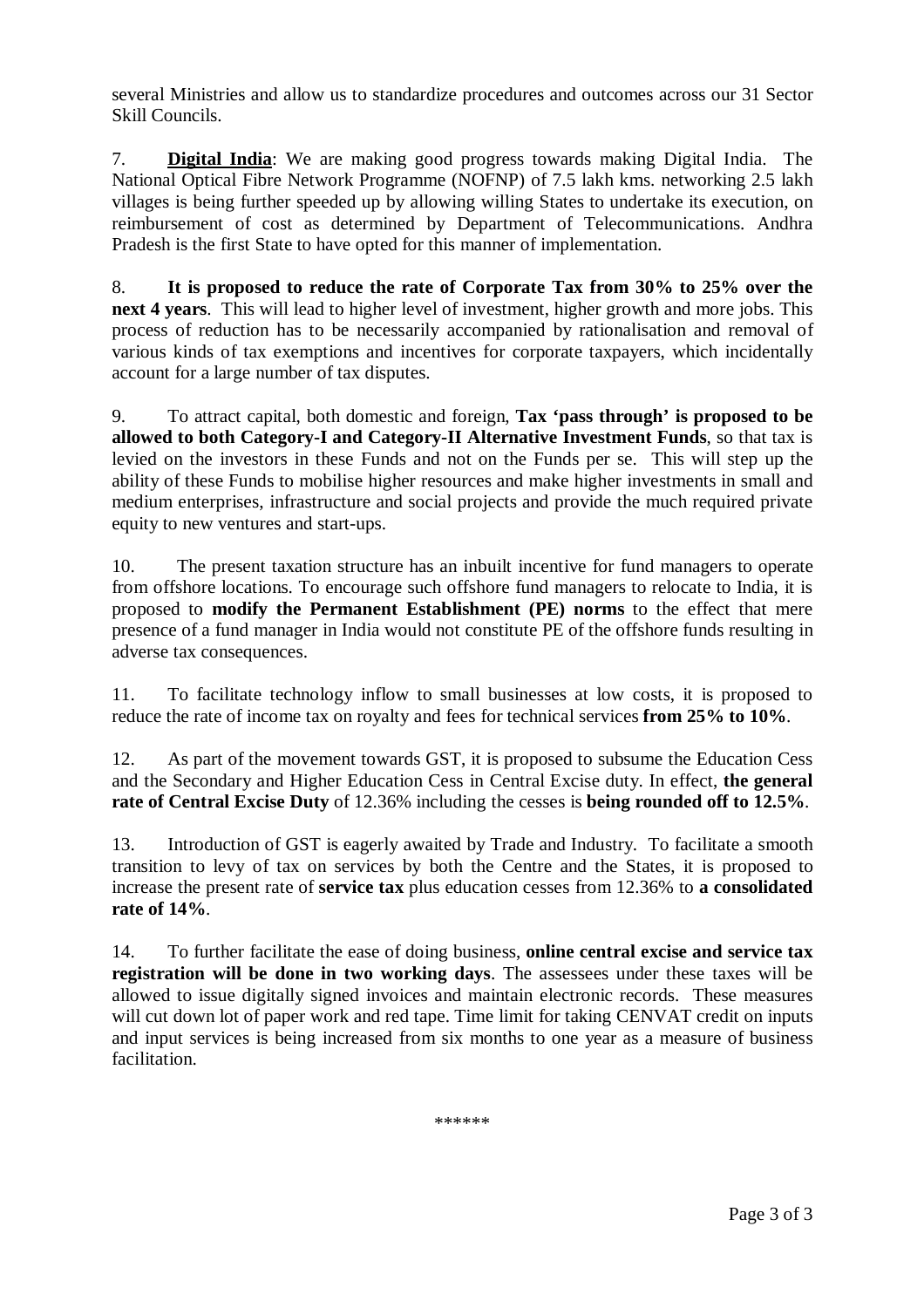several Ministries and allow us to standardize procedures and outcomes across our 31 Sector Skill Councils.

7. **Digital India**: We are making good progress towards making Digital India. The National Optical Fibre Network Programme (NOFNP) of 7.5 lakh kms. networking 2.5 lakh villages is being further speeded up by allowing willing States to undertake its execution, on reimbursement of cost as determined by Department of Telecommunications. Andhra Pradesh is the first State to have opted for this manner of implementation.

8. **It is proposed to reduce the rate of Corporate Tax from 30% to 25% over the next 4 years**. This will lead to higher level of investment, higher growth and more jobs. This process of reduction has to be necessarily accompanied by rationalisation and removal of various kinds of tax exemptions and incentives for corporate taxpayers, which incidentally account for a large number of tax disputes.

9. To attract capital, both domestic and foreign, **Tax 'pass through' is proposed to be allowed to both Category-I and Category-II Alternative Investment Funds**, so that tax is levied on the investors in these Funds and not on the Funds per se. This will step up the ability of these Funds to mobilise higher resources and make higher investments in small and medium enterprises, infrastructure and social projects and provide the much required private equity to new ventures and start-ups.

10. The present taxation structure has an inbuilt incentive for fund managers to operate from offshore locations. To encourage such offshore fund managers to relocate to India, it is proposed to **modify the Permanent Establishment (PE) norms** to the effect that mere presence of a fund manager in India would not constitute PE of the offshore funds resulting in adverse tax consequences.

11. To facilitate technology inflow to small businesses at low costs, it is proposed to reduce the rate of income tax on royalty and fees for technical services **from 25% to 10%**.

12. As part of the movement towards GST, it is proposed to subsume the Education Cess and the Secondary and Higher Education Cess in Central Excise duty. In effect, **the general rate of Central Excise Duty** of 12.36% including the cesses is **being rounded off to 12.5%**.

13. Introduction of GST is eagerly awaited by Trade and Industry. To facilitate a smooth transition to levy of tax on services by both the Centre and the States, it is proposed to increase the present rate of **service tax** plus education cesses from 12.36% to **a consolidated rate of 14%**.

14. To further facilitate the ease of doing business, **online central excise and service tax registration will be done in two working days**. The assessees under these taxes will be allowed to issue digitally signed invoices and maintain electronic records. These measures will cut down lot of paper work and red tape. Time limit for taking CENVAT credit on inputs and input services is being increased from six months to one year as a measure of business facilitation.

\*\*\*\*\*\*